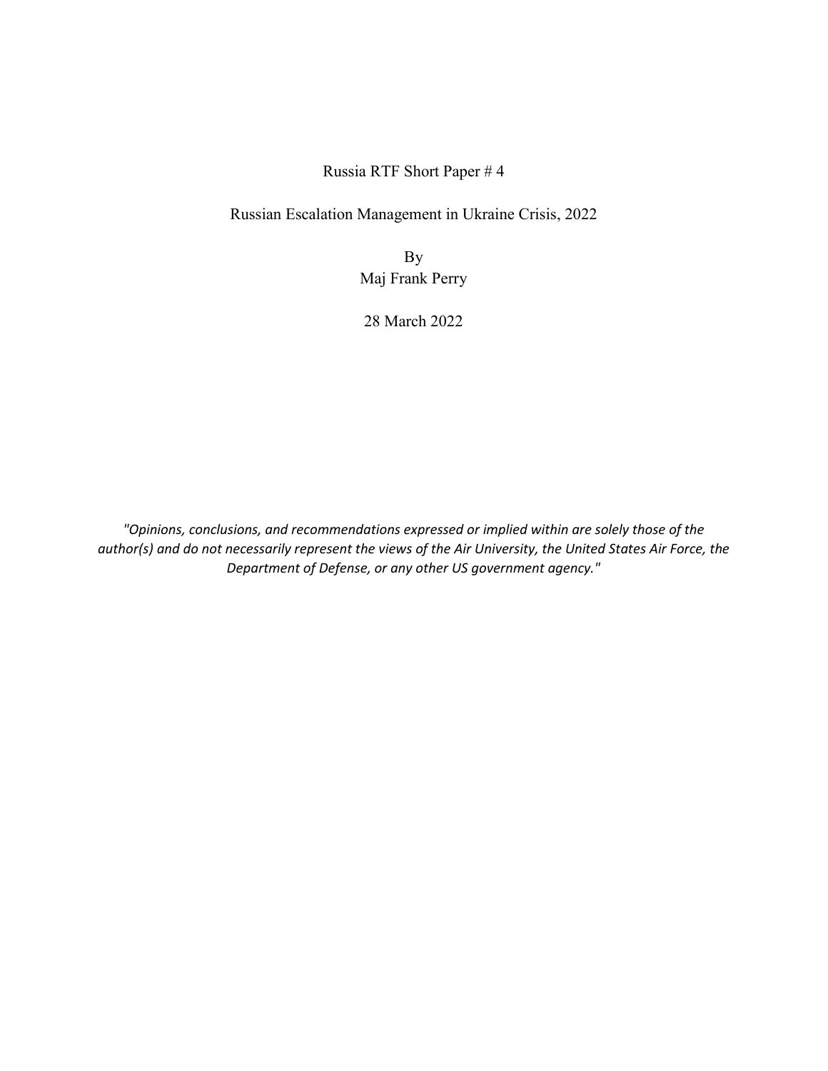Russia RTF Short Paper # 4

# Russian Escalation Management in Ukraine Crisis, 2022

By
Maj Frank Perry

28 March 2022

*"Opinions, conclusions, and recommendations expressed or implied within are solely those of the author(s) and do not necessarily represent the views of the Air University, the United States Air Force, the Department of Defense, or any other US government agency."*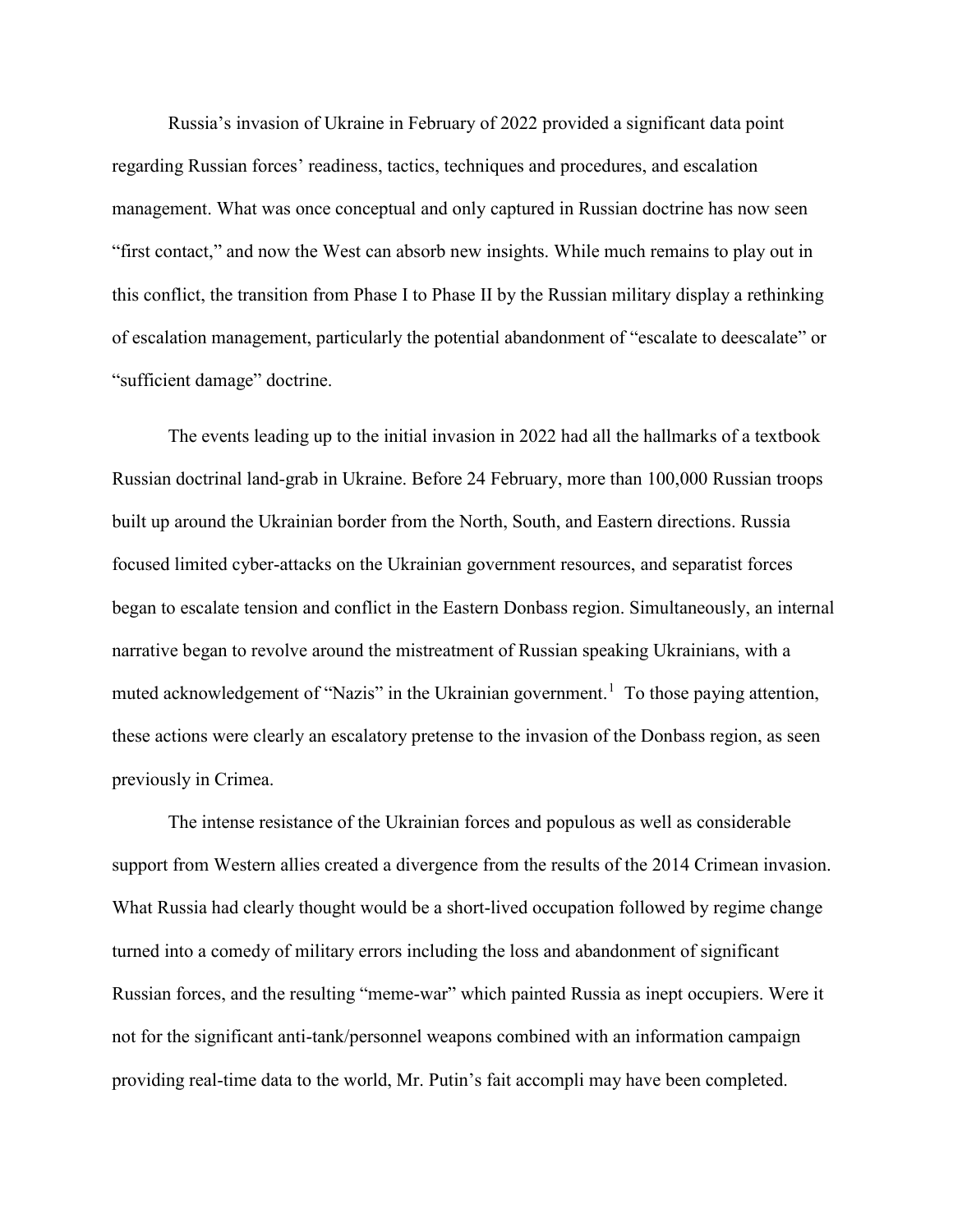Russia's invasion of Ukraine in February of 2022 provided a significant data point regarding Russian forces' readiness, tactics, techniques and procedures, and escalation management. What was once conceptual and only captured in Russian doctrine has now seen "first contact," and now the West can absorb new insights. While much remains to play out in this conflict, the transition from Phase I to Phase II by the Russian military display a rethinking of escalation management, particularly the potential abandonment of "escalate to deescalate" or "sufficient damage" doctrine.

The events leading up to the initial invasion in 2022 had all the hallmarks of a textbook Russian doctrinal land-grab in Ukraine. Before 24 February, more than 100,000 Russian troops built up around the Ukrainian border from the North, South, and Eastern directions. Russia focused limited cyber-attacks on the Ukrainian government resources, and separatist forces began to escalate tension and conflict in the Eastern Donbass region. Simultaneously, an internal narrative began to revolve around the mistreatment of Russian speaking Ukrainians, with a muted acknowledgement of "Nazis" in the Ukrainian government.[1] To those paying attention, these actions were clearly an escalatory pretense to the invasion of the Donbass region, as seen previously in Crimea.

The intense resistance of the Ukrainian forces and populous as well as considerable support from Western allies created a divergence from the results of the 2014 Crimean invasion. What Russia had clearly thought would be a short-lived occupation followed by regime change turned into a comedy of military errors including the loss and abandonment of significant Russian forces, and the resulting "meme-war" which painted Russia as inept occupiers. Were it not for the significant anti-tank/personnel weapons combined with an information campaign providing real-time data to the world, Mr. Putin's fait accompli may have been completed.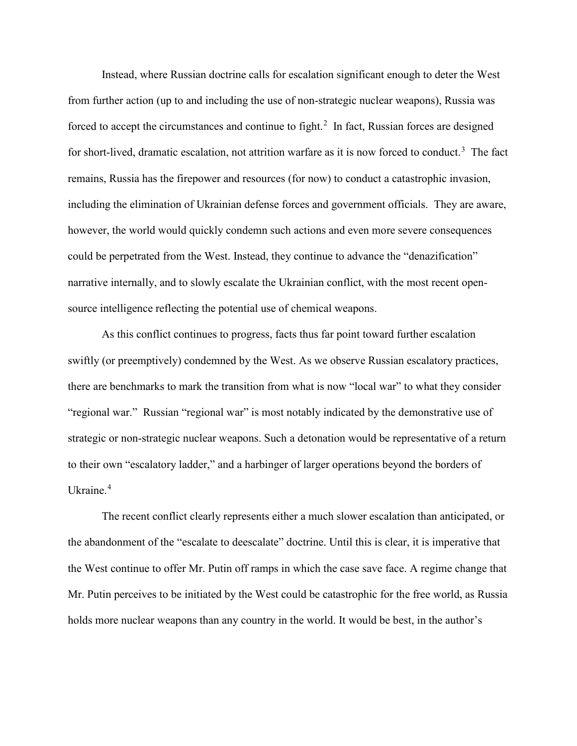Instead, where Russian doctrine calls for escalation significant enough to deter the West from further action (up to and including the use of non-strategic nuclear weapons), Russia was forced to accept the circumstances and continue to fight.[2] In fact, Russian forces are designed for short-lived, dramatic escalation, not attrition warfare as it is now forced to conduct.[3] The fact remains, Russia has the firepower and resources (for now) to conduct a catastrophic invasion, including the elimination of Ukrainian defense forces and government officials. They are aware, however, the world would quickly condemn such actions and even more severe consequences could be perpetrated from the West. Instead, they continue to advance the "denazification" narrative internally, and to slowly escalate the Ukrainian conflict, with the most recent open-source intelligence reflecting the potential use of chemical weapons.

As this conflict continues to progress, facts thus far point toward further escalation swiftly (or preemptively) condemned by the West. As we observe Russian escalatory practices, there are benchmarks to mark the transition from what is now "local war" to what they consider "regional war." Russian "regional war" is most notably indicated by the demonstrative use of strategic or non-strategic nuclear weapons. Such a detonation would be representative of a return to their own "escalatory ladder," and a harbinger of larger operations beyond the borders of Ukraine.[4]

The recent conflict clearly represents either a much slower escalation than anticipated, or the abandonment of the "escalate to deescalate" doctrine. Until this is clear, it is imperative that the West continue to offer Mr. Putin off ramps in which the case save face. A regime change that Mr. Putin perceives to be initiated by the West could be catastrophic for the free world, as Russia holds more nuclear weapons than any country in the world. It would be best, in the author's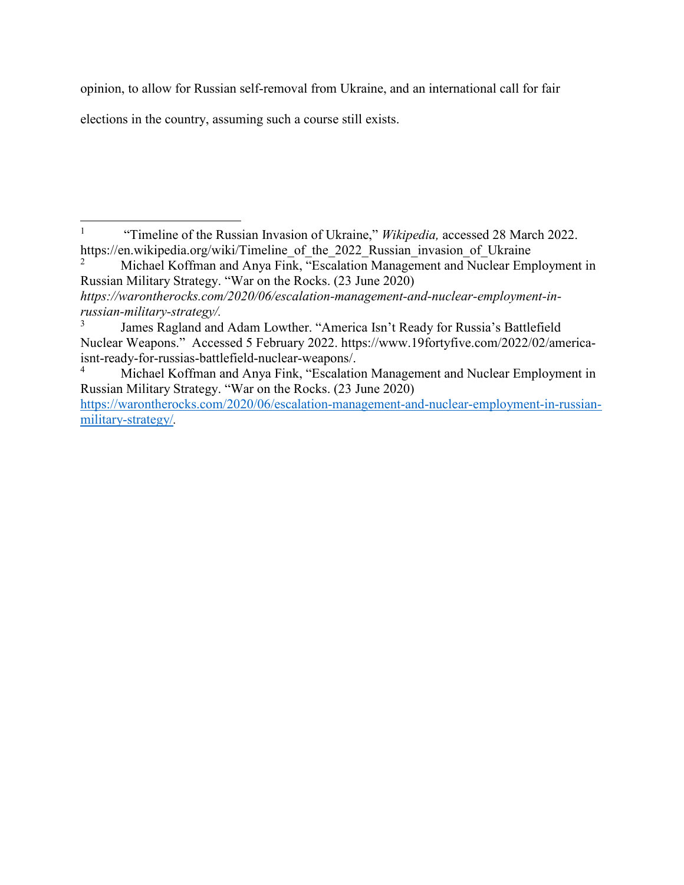opinion, to allow for Russian self-removal from Ukraine, and an international call for fair elections in the country, assuming such a course still exists.

---

[1] "Timeline of the Russian Invasion of Ukraine," *Wikipedia,* accessed 28 March 2022. https://en.wikipedia.org/wiki/Timeline_of_the_2022_Russian_invasion_of_Ukraine

[2] Michael Koffman and Anya Fink, "Escalation Management and Nuclear Employment in Russian Military Strategy. "War on the Rocks. (23 June 2020) *https://warontherocks.com/2020/06/escalation-management-and-nuclear-employment-in-russian-military-strategy/.*

[3] James Ragland and Adam Lowther. "America Isn't Ready for Russia's Battlefield Nuclear Weapons." Accessed 5 February 2022. https://www.19fortyfive.com/2022/02/america-isnt-ready-for-russias-battlefield-nuclear-weapons/.

[4] Michael Koffman and Anya Fink, "Escalation Management and Nuclear Employment in Russian Military Strategy. "War on the Rocks. (23 June 2020) https://warontherocks.com/2020/06/escalation-management-and-nuclear-employment-in-russian-military-strategy/.